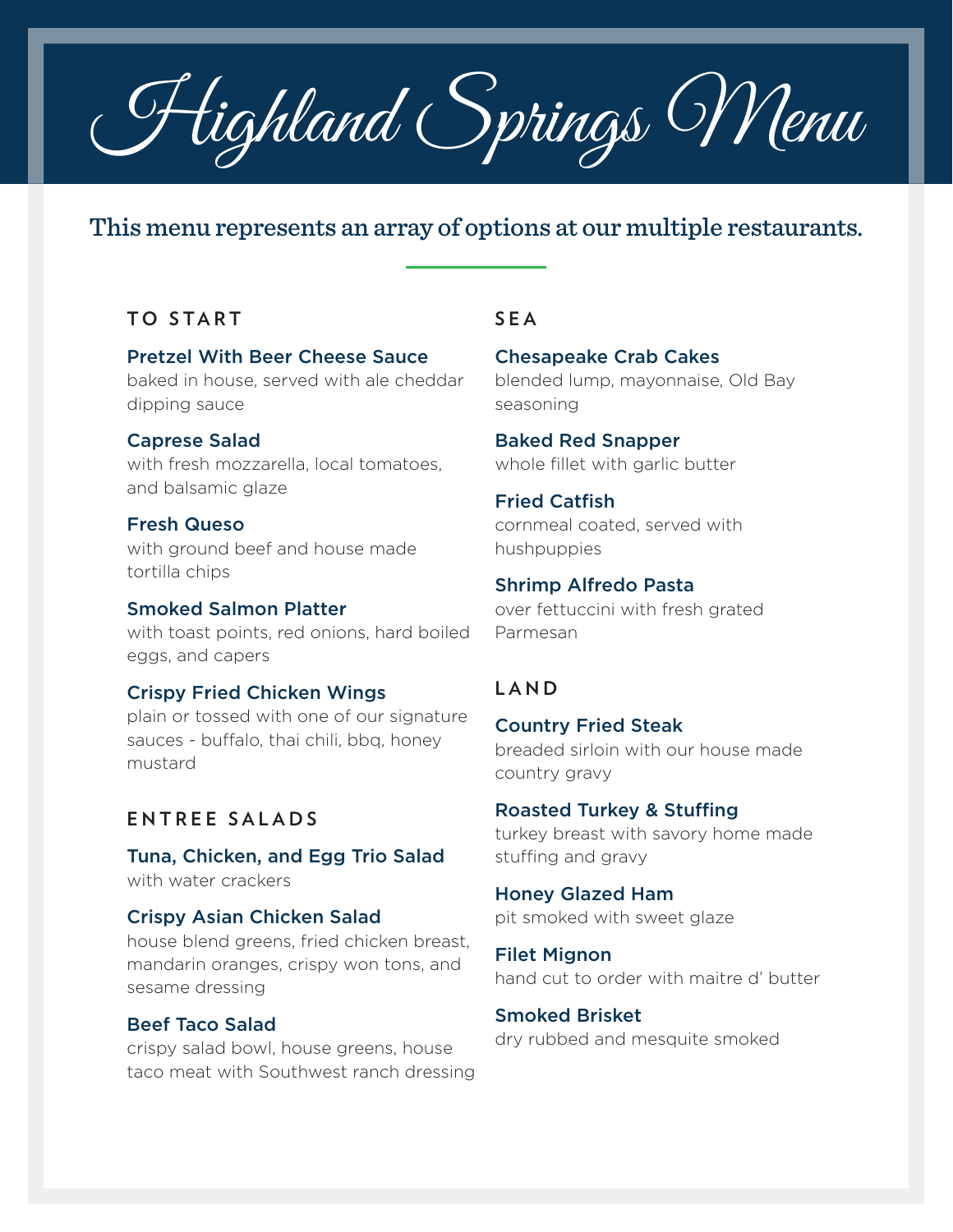# Highland Springs Menu

This menu represents an array of options at our multiple restaurants.

## TO START

**Pretzel With Beer Cheese Sauce**
baked in house, served with ale cheddar dipping sauce

**Caprese Salad**
with fresh mozzarella, local tomatoes, and balsamic glaze

**Fresh Queso**
with ground beef and house made tortilla chips

**Smoked Salmon Platter**
with toast points, red onions, hard boiled eggs, and capers

**Crispy Fried Chicken Wings**
plain or tossed with one of our signature sauces - buffalo, thai chili, bbq, honey mustard

## ENTREE SALADS

**Tuna, Chicken, and Egg Trio Salad**
with water crackers

**Crispy Asian Chicken Salad**
house blend greens, fried chicken breast, mandarin oranges, crispy won tons, and sesame dressing

**Beef Taco Salad**
crispy salad bowl, house greens, house taco meat with Southwest ranch dressing

## SEA

**Chesapeake Crab Cakes**
blended lump, mayonnaise, Old Bay seasoning

**Baked Red Snapper**
whole fillet with garlic butter

**Fried Catfish**
cornmeal coated, served with hushpuppies

**Shrimp Alfredo Pasta**
over fettuccini with fresh grated Parmesan

## LAND

**Country Fried Steak**
breaded sirloin with our house made country gravy

**Roasted Turkey & Stuffing**
turkey breast with savory home made stuffing and gravy

**Honey Glazed Ham**
pit smoked with sweet glaze

**Filet Mignon**
hand cut to order with maitre d' butter

**Smoked Brisket**
dry rubbed and mesquite smoked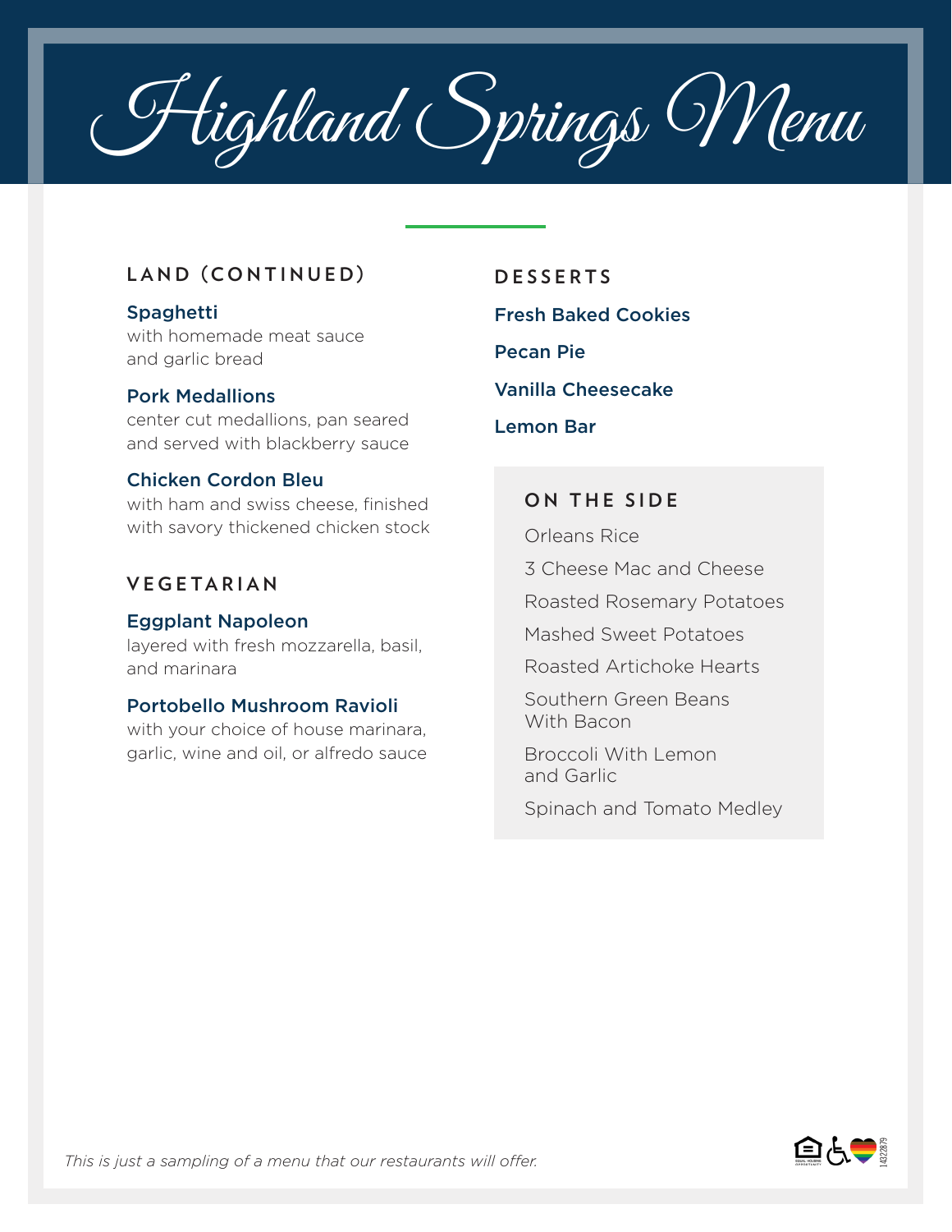# Highland Springs Menu

## LAND (CONTINUED)

**Spaghetti**
with homemade meat sauce and garlic bread

**Pork Medallions**
center cut medallions, pan seared and served with blackberry sauce

**Chicken Cordon Bleu**
with ham and swiss cheese, finished with savory thickened chicken stock

## VEGETARIAN

**Eggplant Napoleon**
layered with fresh mozzarella, basil, and marinara

**Portobello Mushroom Ravioli**
with your choice of house marinara, garlic, wine and oil, or alfredo sauce

## DESSERTS

**Fresh Baked Cookies**

**Pecan Pie**

**Vanilla Cheesecake**

**Lemon Bar**

## ON THE SIDE

Orleans Rice

3 Cheese Mac and Cheese

Roasted Rosemary Potatoes

Mashed Sweet Potatoes

Roasted Artichoke Hearts

Southern Green Beans With Bacon

Broccoli With Lemon and Garlic

Spinach and Tomato Medley

*This is just a sampling of a menu that our restaurants will offer.*

14322879